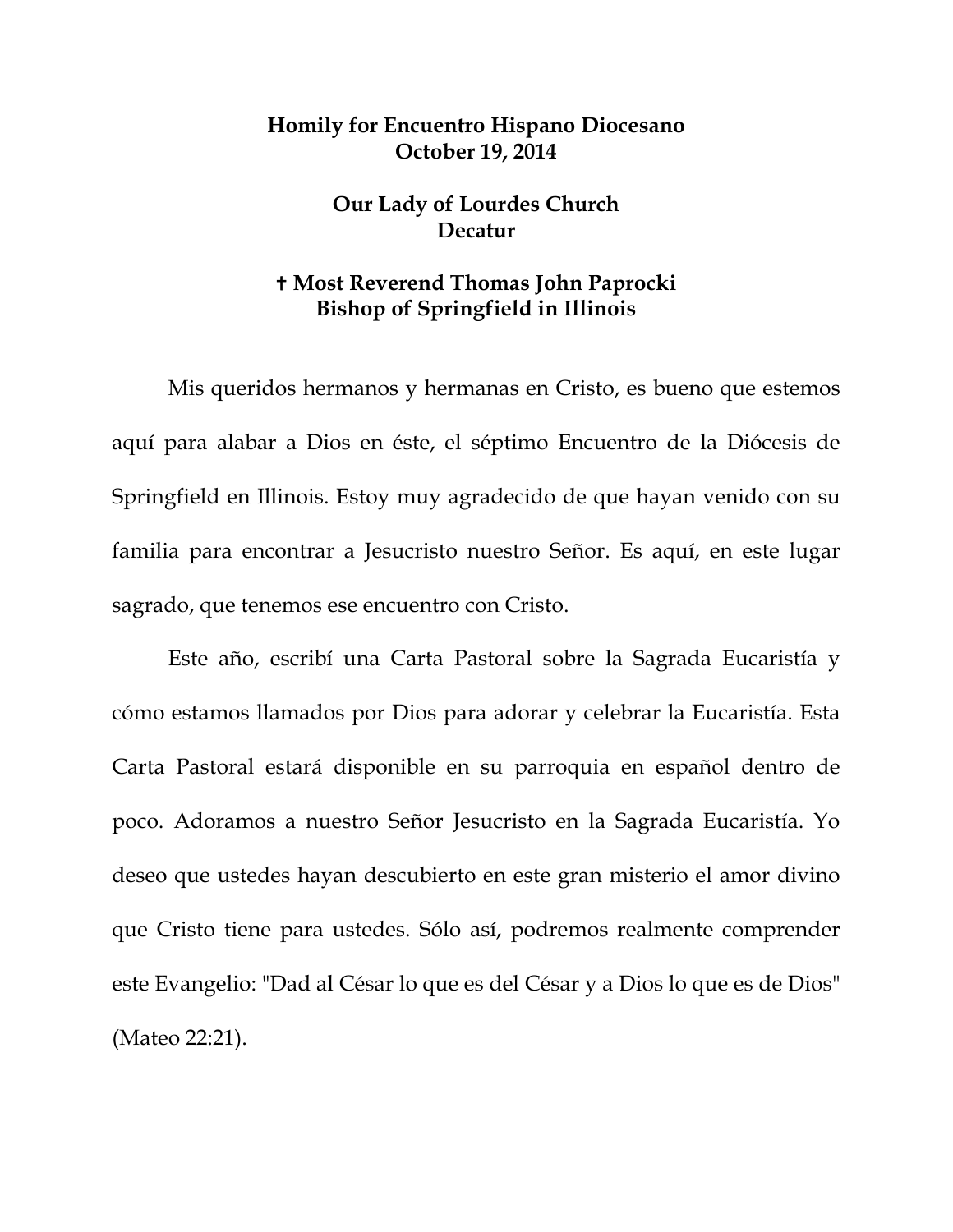**Homily for Encuentro Hispano Diocesano**
**October 19, 2014**

**Our Lady of Lourdes Church**
**Decatur**

**† Most Reverend Thomas John Paprocki**
**Bishop of Springfield in Illinois**

Mis queridos hermanos y hermanas en Cristo, es bueno que estemos aquí para alabar a Dios en éste, el séptimo Encuentro de la Diócesis de Springfield en Illinois. Estoy muy agradecido de que hayan venido con su familia para encontrar a Jesucristo nuestro Señor. Es aquí, en este lugar sagrado, que tenemos ese encuentro con Cristo.

Este año, escribí una Carta Pastoral sobre la Sagrada Eucaristía y cómo estamos llamados por Dios para adorar y celebrar la Eucaristía. Esta Carta Pastoral estará disponible en su parroquia en español dentro de poco. Adoramos a nuestro Señor Jesucristo en la Sagrada Eucaristía. Yo deseo que ustedes hayan descubierto en este gran misterio el amor divino que Cristo tiene para ustedes. Sólo así, podremos realmente comprender este Evangelio: "Dad al César lo que es del César y a Dios lo que es de Dios" (Mateo 22:21).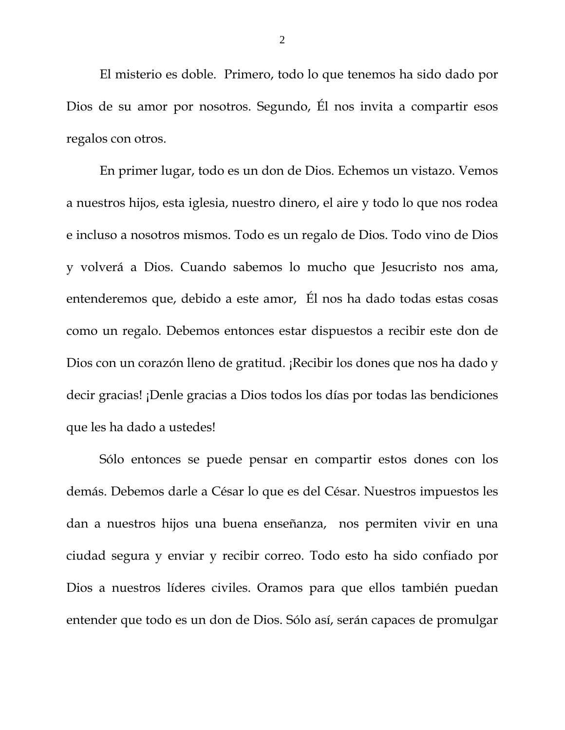El misterio es doble. Primero, todo lo que tenemos ha sido dado por Dios de su amor por nosotros. Segundo, Él nos invita a compartir esos regalos con otros.

En primer lugar, todo es un don de Dios. Echemos un vistazo. Vemos a nuestros hijos, esta iglesia, nuestro dinero, el aire y todo lo que nos rodea e incluso a nosotros mismos. Todo es un regalo de Dios. Todo vino de Dios y volverá a Dios. Cuando sabemos lo mucho que Jesucristo nos ama, entenderemos que, debido a este amor, Él nos ha dado todas estas cosas como un regalo. Debemos entonces estar dispuestos a recibir este don de Dios con un corazón lleno de gratitud. ¡Recibir los dones que nos ha dado y decir gracias! ¡Denle gracias a Dios todos los días por todas las bendiciones que les ha dado a ustedes!

Sólo entonces se puede pensar en compartir estos dones con los demás. Debemos darle a César lo que es del César. Nuestros impuestos les dan a nuestros hijos una buena enseñanza, nos permiten vivir en una ciudad segura y enviar y recibir correo. Todo esto ha sido confiado por Dios a nuestros líderes civiles. Oramos para que ellos también puedan entender que todo es un don de Dios. Sólo así, serán capaces de promulgar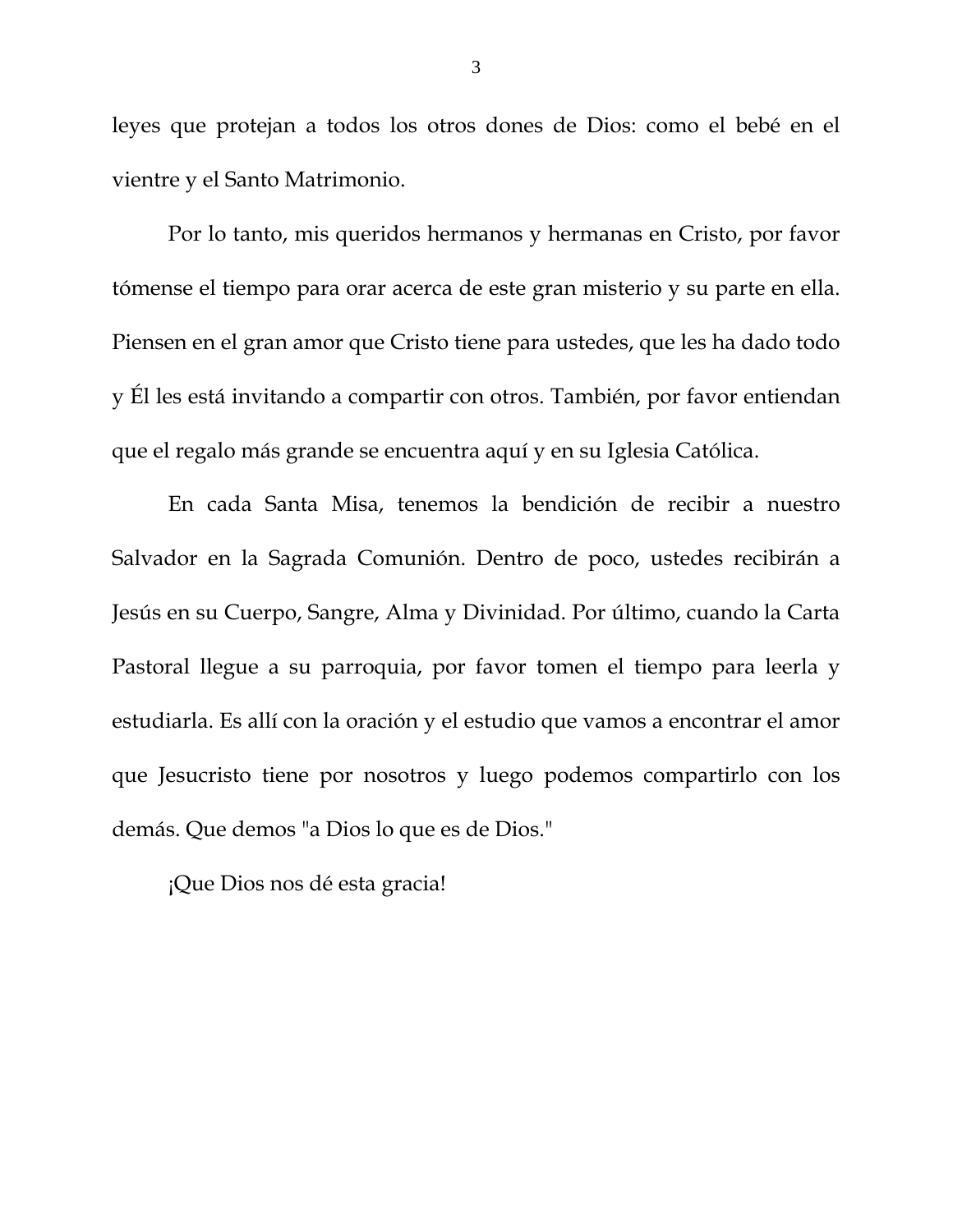leyes que protejan a todos los otros dones de Dios: como el bebé en el vientre y el Santo Matrimonio.

Por lo tanto, mis queridos hermanos y hermanas en Cristo, por favor tómense el tiempo para orar acerca de este gran misterio y su parte en ella. Piensen en el gran amor que Cristo tiene para ustedes, que les ha dado todo y Él les está invitando a compartir con otros. También, por favor entiendan que el regalo más grande se encuentra aquí y en su Iglesia Católica.

En cada Santa Misa, tenemos la bendición de recibir a nuestro Salvador en la Sagrada Comunión. Dentro de poco, ustedes recibirán a Jesús en su Cuerpo, Sangre, Alma y Divinidad. Por último, cuando la Carta Pastoral llegue a su parroquia, por favor tomen el tiempo para leerla y estudiarla. Es allí con la oración y el estudio que vamos a encontrar el amor que Jesucristo tiene por nosotros y luego podemos compartirlo con los demás. Que demos "a Dios lo que es de Dios."

¡Que Dios nos dé esta gracia!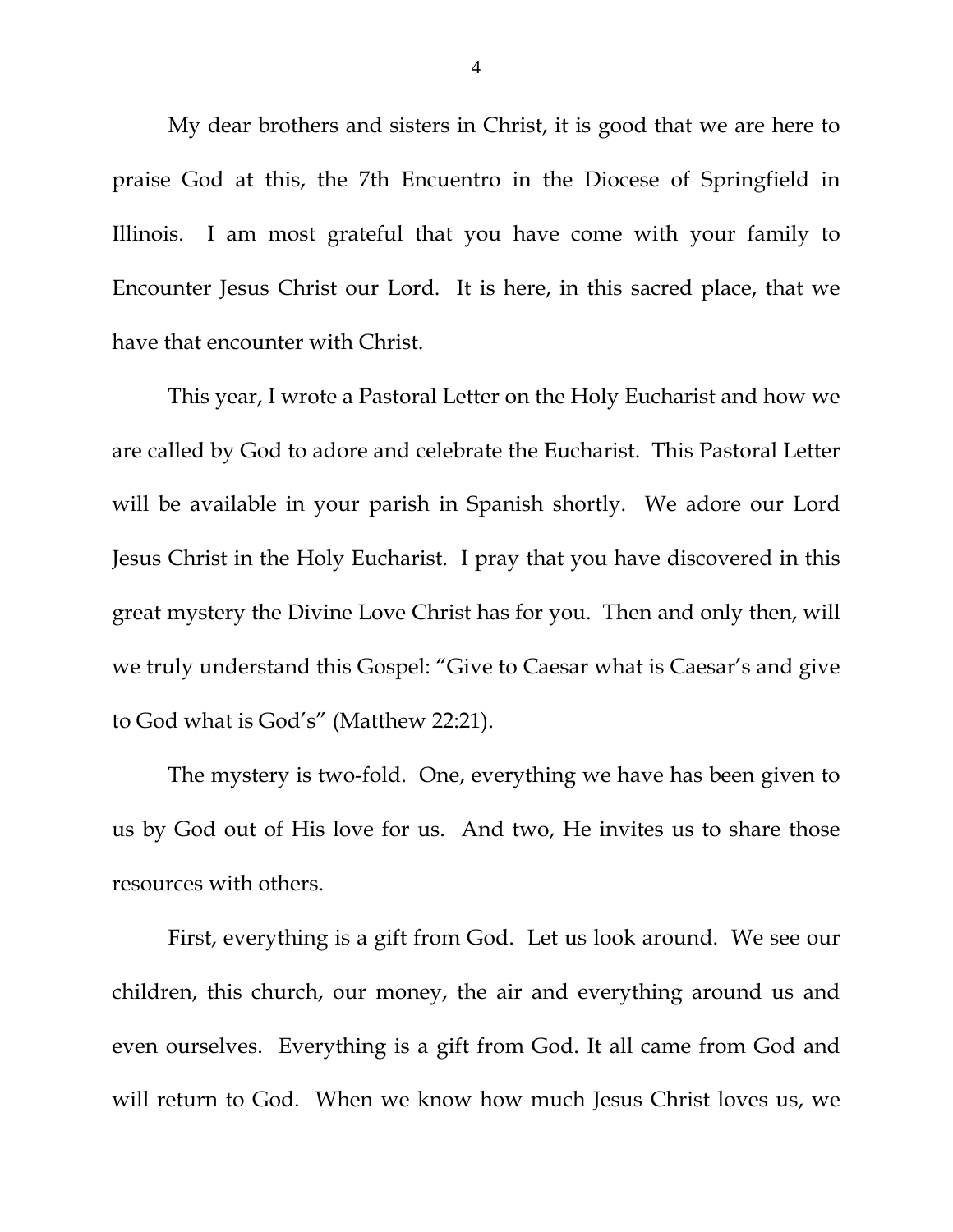My dear brothers and sisters in Christ, it is good that we are here to praise God at this, the 7th Encuentro in the Diocese of Springfield in Illinois. I am most grateful that you have come with your family to Encounter Jesus Christ our Lord. It is here, in this sacred place, that we have that encounter with Christ.

This year, I wrote a Pastoral Letter on the Holy Eucharist and how we are called by God to adore and celebrate the Eucharist. This Pastoral Letter will be available in your parish in Spanish shortly. We adore our Lord Jesus Christ in the Holy Eucharist. I pray that you have discovered in this great mystery the Divine Love Christ has for you. Then and only then, will we truly understand this Gospel: "Give to Caesar what is Caesar's and give to God what is God's" (Matthew 22:21).

The mystery is two-fold. One, everything we have has been given to us by God out of His love for us. And two, He invites us to share those resources with others.

First, everything is a gift from God. Let us look around. We see our children, this church, our money, the air and everything around us and even ourselves. Everything is a gift from God. It all came from God and will return to God. When we know how much Jesus Christ loves us, we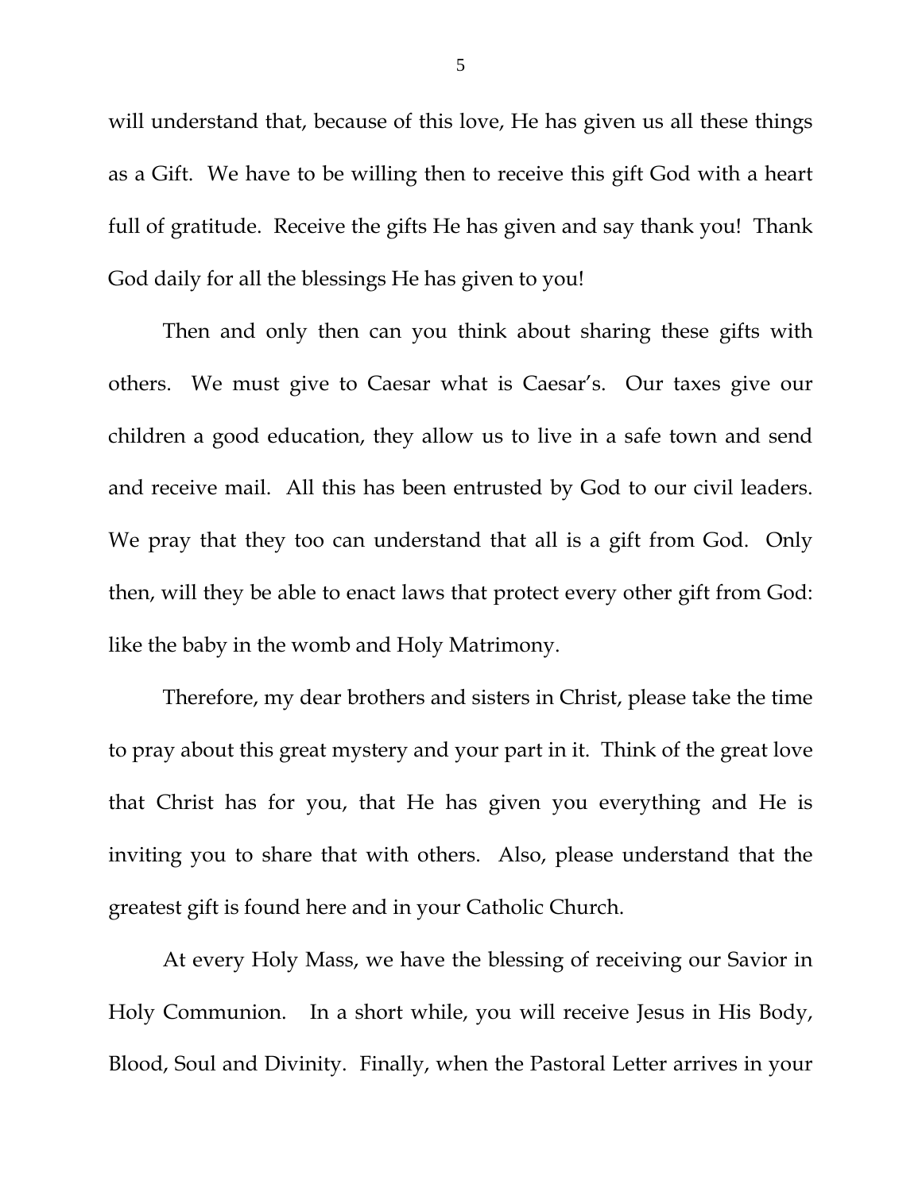will understand that, because of this love, He has given us all these things as a Gift. We have to be willing then to receive this gift God with a heart full of gratitude. Receive the gifts He has given and say thank you! Thank God daily for all the blessings He has given to you!

Then and only then can you think about sharing these gifts with others. We must give to Caesar what is Caesar's. Our taxes give our children a good education, they allow us to live in a safe town and send and receive mail. All this has been entrusted by God to our civil leaders. We pray that they too can understand that all is a gift from God. Only then, will they be able to enact laws that protect every other gift from God: like the baby in the womb and Holy Matrimony.

Therefore, my dear brothers and sisters in Christ, please take the time to pray about this great mystery and your part in it. Think of the great love that Christ has for you, that He has given you everything and He is inviting you to share that with others. Also, please understand that the greatest gift is found here and in your Catholic Church.

At every Holy Mass, we have the blessing of receiving our Savior in Holy Communion. In a short while, you will receive Jesus in His Body, Blood, Soul and Divinity. Finally, when the Pastoral Letter arrives in your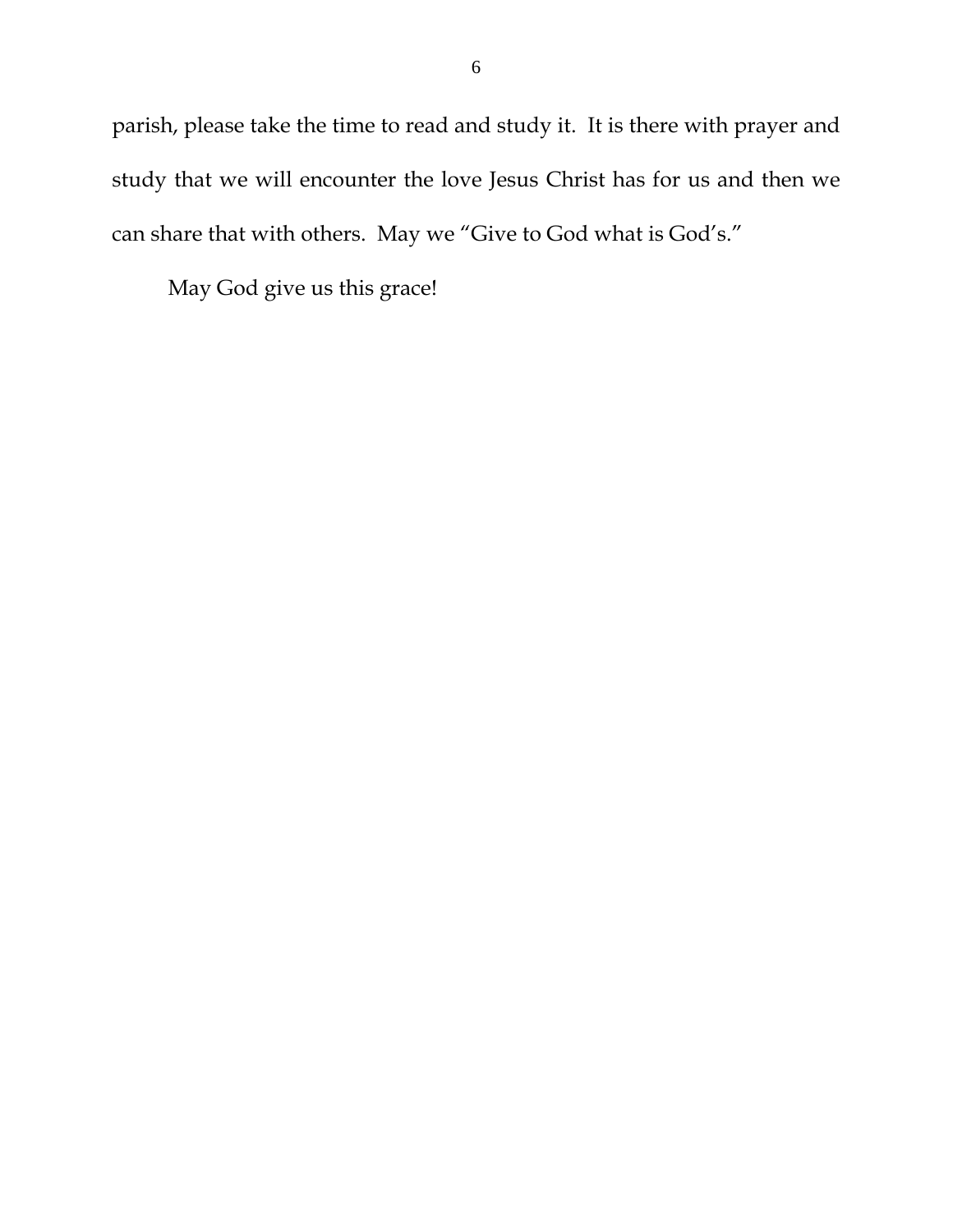parish, please take the time to read and study it. It is there with prayer and study that we will encounter the love Jesus Christ has for us and then we can share that with others. May we "Give to God what is God's."

May God give us this grace!